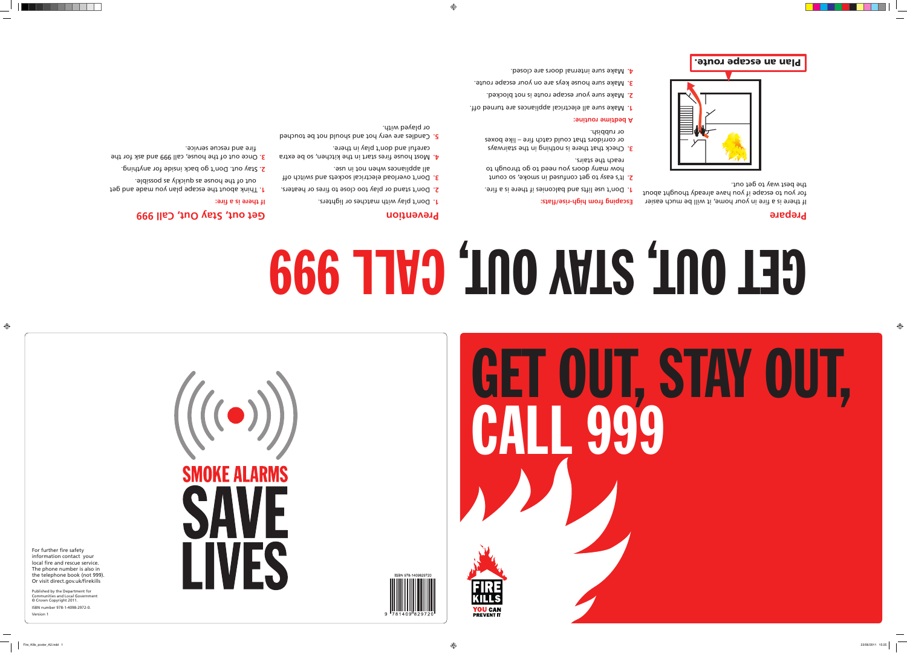# GET OUT, STAY OUT, CALL 999

## Prepare

If there is a fire in your home, it will be much easier for you to escape if you have already thought about the best way to get out.

**Plan an escape route.**

**Escaping from high-rise/flats:**

1. Don't use lifts and balconies if there is a fire.
2. It's easy to get confused in smoke, so count how many doors you need to go through to reach the stairs.
3. Check that there is nothing in the stairways or corridors that could catch fire – like boxes or rubbish.

**A bedtime routine:**

1. Make sure all electrical appliances are turned off.
2. Make sure your escape route is not blocked.
3. Make sure house keys are on your escape route.
4. Make sure internal doors are closed.

## Prevention

1. Don't play with matches or lighters.
2. Don't stand or play too close to fires or heaters.
3. Don't overload electrical sockets and switch off all appliances when not in use.
4. Most house fires start in the kitchen, so be extra careful and don't play in there.
5. Candles are very hot and should not be touched or played with.

## Get out, Stay Out, Call 999

**If there is a fire:**

1. Think about the escape plan you made and get out of the house as quickly as possible.
2. Stay out. Don't go back inside for anything.
3. Once out of the house, call 999 and ask for the fire and rescue service.

# GET OUT, STAY OUT, CALL 999

FIRE KILLS
YOU CAN PREVENT IT

# SMOKE ALARMS SAVE LIVES

For further fire safety information contact your local fire and rescue service. The phone number is also in the telephone book (not 999). Or visit direct.gov.uk/firekills

Published by the Department for Communities and Local Government
© Crown Copyright 2011.

ISBN number 978-1-4098-2972-0.

Version 1

ISBN 978-1409829720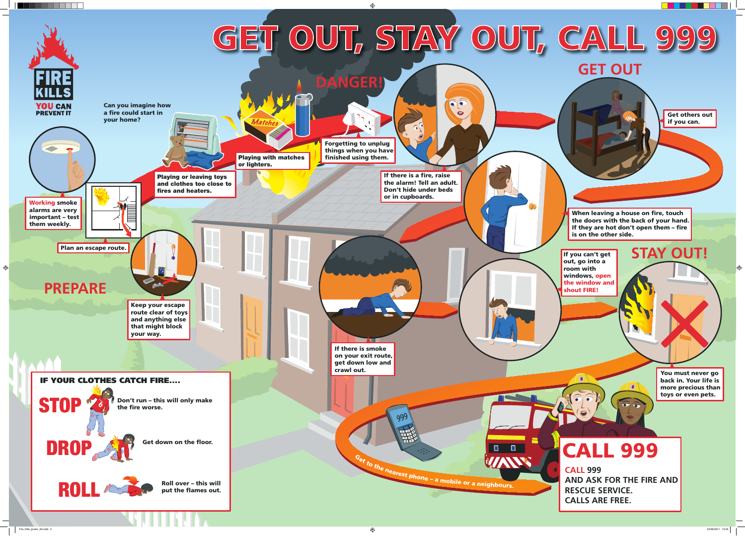# GET OUT, STAY OUT, CALL 999

**FIRE KILLS**
**YOU CAN PREVENT IT**

## PREPARE

**Can you imagine how a fire could start in your home?**

**Working smoke alarms are very important – test them weekly.**

**Plan an escape route.**

**Keep your escape route clear of toys and anything else that might block your way.**

**Playing or leaving toys and clothes too close to fires and heaters.**

**Playing with matches or lighters.**

**Forgetting to unplug things when you have finished using them.**

## DANGER!

**If there is a fire, raise the alarm! Tell an adult. Don't hide under beds or in cupboards.**

## GET OUT

**Get others out if you can.**

**When leaving a house on fire, touch the doors with the back of your hand. If they are hot don't open them – fire is on the other side.**

**If there is smoke on your exit route, get down low and crawl out.**

**If you can't get out, go into a room with windows, open the window and shout FIRE!**

## STAY OUT!

**You must never go back in. Your life is more precious than toys or even pets.**

**Get to the nearest phone – a mobile or a neighbours.**

## CALL 999

**CALL 999 AND ASK FOR THE FIRE AND RESCUE SERVICE. CALLS ARE FREE.**

### IF YOUR CLOTHES CATCH FIRE....

**STOP** – Don't run – this will only make the fire worse.

**DROP** – Get down on the floor.

**ROLL** – Roll over – this will put the flames out.